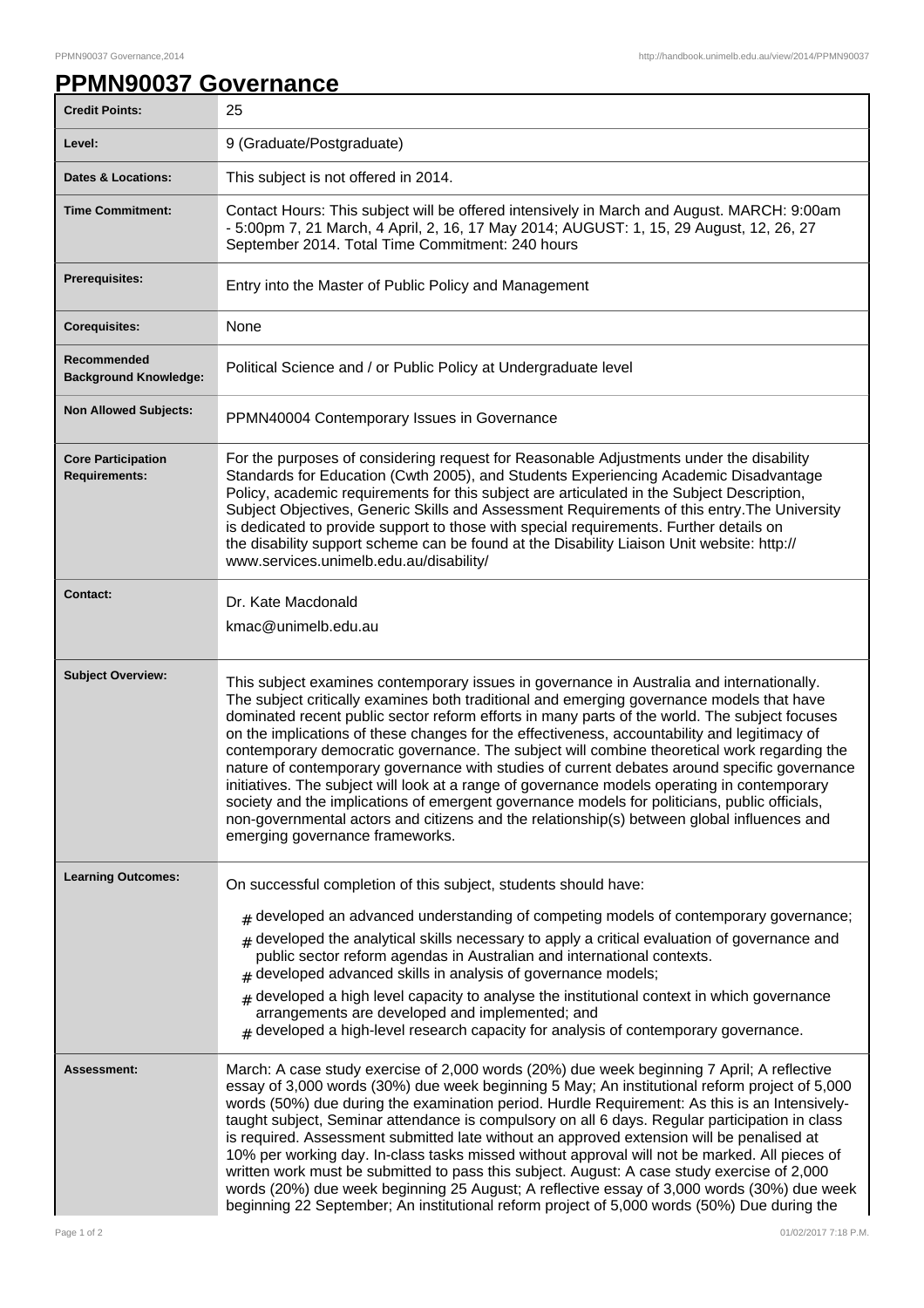# PPMN90037 Governance

| | |
|---|---|
| **Credit Points:** | 25 |
| **Level:** | 9 (Graduate/Postgraduate) |
| **Dates & Locations:** | This subject is not offered in 2014. |
| **Time Commitment:** | Contact Hours: This subject will be offered intensively in March and August. MARCH: 9:00am - 5:00pm 7, 21 March, 4 April, 2, 16, 17 May 2014; AUGUST: 1, 15, 29 August, 12, 26, 27 September 2014. Total Time Commitment: 240 hours |
| **Prerequisites:** | Entry into the Master of Public Policy and Management |
| **Corequisites:** | None |
| **Recommended Background Knowledge:** | Political Science and / or Public Policy at Undergraduate level |
| **Non Allowed Subjects:** | PPMN40004 Contemporary Issues in Governance |
| **Core Participation Requirements:** | For the purposes of considering request for Reasonable Adjustments under the disability Standards for Education (Cwth 2005), and Students Experiencing Academic Disadvantage Policy, academic requirements for this subject are articulated in the Subject Description, Subject Objectives, Generic Skills and Assessment Requirements of this entry.The University is dedicated to provide support to those with special requirements. Further details on the disability support scheme can be found at the Disability Liaison Unit website: http://www.services.unimelb.edu.au/disability/ |
| **Contact:** | Dr. Kate Macdonald<br>kmac@unimelb.edu.au |
| **Subject Overview:** | This subject examines contemporary issues in governance in Australia and internationally. The subject critically examines both traditional and emerging governance models that have dominated recent public sector reform efforts in many parts of the world. The subject focuses on the implications of these changes for the effectiveness, accountability and legitimacy of contemporary democratic governance. The subject will combine theoretical work regarding the nature of contemporary governance with studies of current debates around specific governance initiatives. The subject will look at a range of governance models operating in contemporary society and the implications of emergent governance models for politicians, public officials, non-governmental actors and citizens and the relationship(s) between global influences and emerging governance frameworks. |
| **Learning Outcomes:** | On successful completion of this subject, students should have:<br># developed an advanced understanding of competing models of contemporary governance;<br># developed the analytical skills necessary to apply a critical evaluation of governance and public sector reform agendas in Australian and international contexts.<br># developed advanced skills in analysis of governance models;<br># developed a high level capacity to analyse the institutional context in which governance arrangements are developed and implemented; and<br># developed a high-level research capacity for analysis of contemporary governance. |
| **Assessment:** | March: A case study exercise of 2,000 words (20%) due week beginning 7 April; A reflective essay of 3,000 words (30%) due week beginning 5 May; An institutional reform project of 5,000 words (50%) due during the examination period. Hurdle Requirement: As this is an Intensively-taught subject, Seminar attendance is compulsory on all 6 days. Regular participation in class is required. Assessment submitted late without an approved extension will be penalised at 10% per working day. In-class tasks missed without approval will not be marked. All pieces of written work must be submitted to pass this subject. August: A case study exercise of 2,000 words (20%) due week beginning 25 August; A reflective essay of 3,000 words (30%) due week beginning 22 September; An institutional reform project of 5,000 words (50%) Due during the |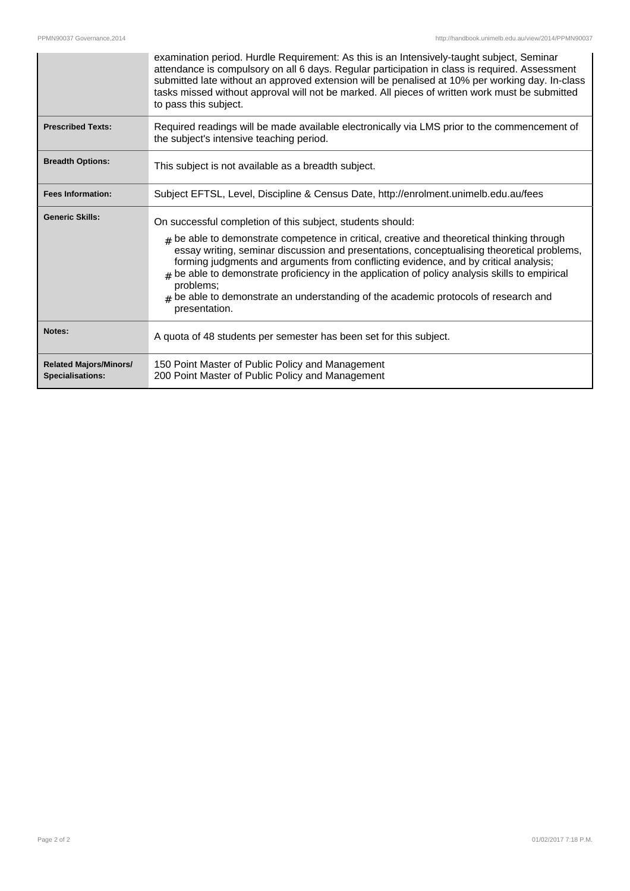| | |
|---|---|
| | examination period. Hurdle Requirement: As this is an Intensively-taught subject, Seminar attendance is compulsory on all 6 days. Regular participation in class is required. Assessment submitted late without an approved extension will be penalised at 10% per working day. In-class tasks missed without approval will not be marked. All pieces of written work must be submitted to pass this subject. |
| **Prescribed Texts:** | Required readings will be made available electronically via LMS prior to the commencement of the subject's intensive teaching period. |
| **Breadth Options:** | This subject is not available as a breadth subject. |
| **Fees Information:** | Subject EFTSL, Level, Discipline & Census Date, http://enrolment.unimelb.edu.au/fees |
| **Generic Skills:** | On successful completion of this subject, students should:<br># be able to demonstrate competence in critical, creative and theoretical thinking through essay writing, seminar discussion and presentations, conceptualising theoretical problems, forming judgments and arguments from conflicting evidence, and by critical analysis;<br># be able to demonstrate proficiency in the application of policy analysis skills to empirical problems;<br># be able to demonstrate an understanding of the academic protocols of research and presentation. |
| **Notes:** | A quota of 48 students per semester has been set for this subject. |
| **Related Majors/Minors/ Specialisations:** | 150 Point Master of Public Policy and Management<br>200 Point Master of Public Policy and Management |